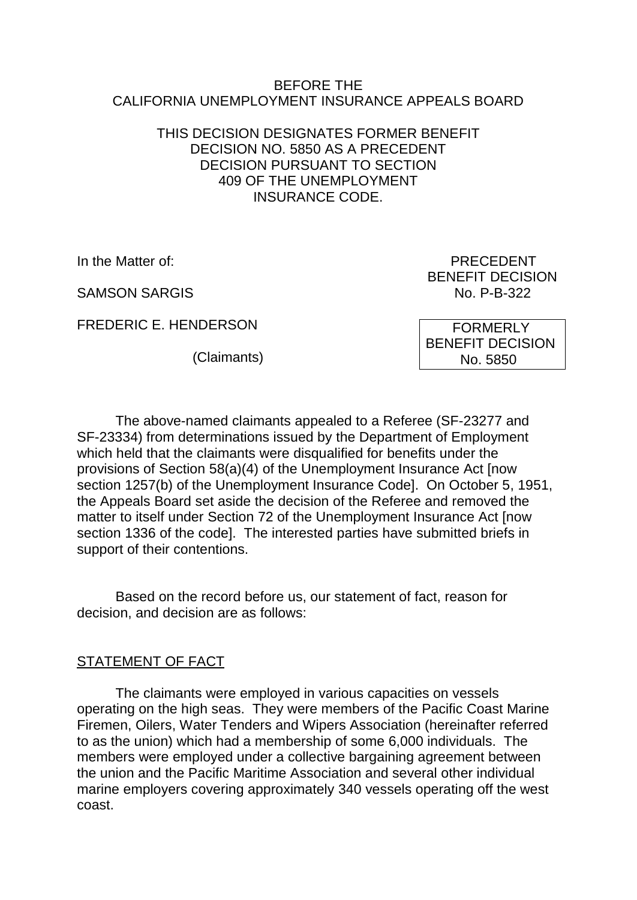BEFORE THE
CALIFORNIA UNEMPLOYMENT INSURANCE APPEALS BOARD

THIS DECISION DESIGNATES FORMER BENEFIT DECISION NO. 5850 AS A PRECEDENT DECISION PURSUANT TO SECTION 409 OF THE UNEMPLOYMENT INSURANCE CODE.

In the Matter of:

SAMSON SARGIS

FREDERIC E. HENDERSON

(Claimants)

PRECEDENT
BENEFIT DECISION
No. P-B-322

FORMERLY
BENEFIT DECISION
No. 5850

The above-named claimants appealed to a Referee (SF-23277 and SF-23334) from determinations issued by the Department of Employment which held that the claimants were disqualified for benefits under the provisions of Section 58(a)(4) of the Unemployment Insurance Act [now section 1257(b) of the Unemployment Insurance Code]. On October 5, 1951, the Appeals Board set aside the decision of the Referee and removed the matter to itself under Section 72 of the Unemployment Insurance Act [now section 1336 of the code]. The interested parties have submitted briefs in support of their contentions.

Based on the record before us, our statement of fact, reason for decision, and decision are as follows:

## STATEMENT OF FACT

The claimants were employed in various capacities on vessels operating on the high seas. They were members of the Pacific Coast Marine Firemen, Oilers, Water Tenders and Wipers Association (hereinafter referred to as the union) which had a membership of some 6,000 individuals. The members were employed under a collective bargaining agreement between the union and the Pacific Maritime Association and several other individual marine employers covering approximately 340 vessels operating off the west coast.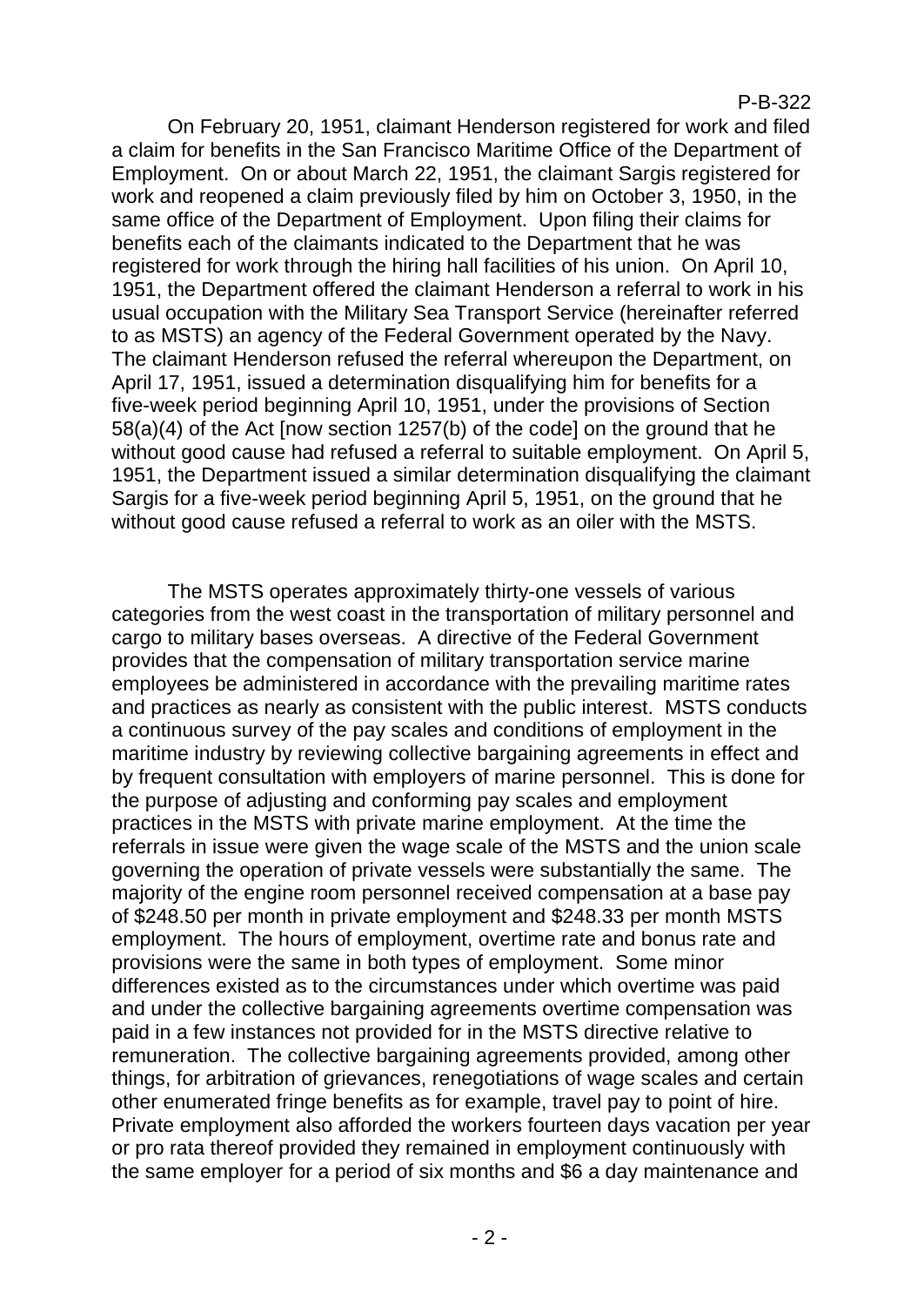On February 20, 1951, claimant Henderson registered for work and filed a claim for benefits in the San Francisco Maritime Office of the Department of Employment. On or about March 22, 1951, the claimant Sargis registered for work and reopened a claim previously filed by him on October 3, 1950, in the same office of the Department of Employment. Upon filing their claims for benefits each of the claimants indicated to the Department that he was registered for work through the hiring hall facilities of his union. On April 10, 1951, the Department offered the claimant Henderson a referral to work in his usual occupation with the Military Sea Transport Service (hereinafter referred to as MSTS) an agency of the Federal Government operated by the Navy. The claimant Henderson refused the referral whereupon the Department, on April 17, 1951, issued a determination disqualifying him for benefits for a five-week period beginning April 10, 1951, under the provisions of Section 58(a)(4) of the Act [now section 1257(b) of the code] on the ground that he without good cause had refused a referral to suitable employment. On April 5, 1951, the Department issued a similar determination disqualifying the claimant Sargis for a five-week period beginning April 5, 1951, on the ground that he without good cause refused a referral to work as an oiler with the MSTS.

The MSTS operates approximately thirty-one vessels of various categories from the west coast in the transportation of military personnel and cargo to military bases overseas. A directive of the Federal Government provides that the compensation of military transportation service marine employees be administered in accordance with the prevailing maritime rates and practices as nearly as consistent with the public interest. MSTS conducts a continuous survey of the pay scales and conditions of employment in the maritime industry by reviewing collective bargaining agreements in effect and by frequent consultation with employers of marine personnel. This is done for the purpose of adjusting and conforming pay scales and employment practices in the MSTS with private marine employment. At the time the referrals in issue were given the wage scale of the MSTS and the union scale governing the operation of private vessels were substantially the same. The majority of the engine room personnel received compensation at a base pay of $248.50 per month in private employment and $248.33 per month MSTS employment. The hours of employment, overtime rate and bonus rate and provisions were the same in both types of employment. Some minor differences existed as to the circumstances under which overtime was paid and under the collective bargaining agreements overtime compensation was paid in a few instances not provided for in the MSTS directive relative to remuneration. The collective bargaining agreements provided, among other things, for arbitration of grievances, renegotiations of wage scales and certain other enumerated fringe benefits as for example, travel pay to point of hire. Private employment also afforded the workers fourteen days vacation per year or pro rata thereof provided they remained in employment continuously with the same employer for a period of six months and $6 a day maintenance and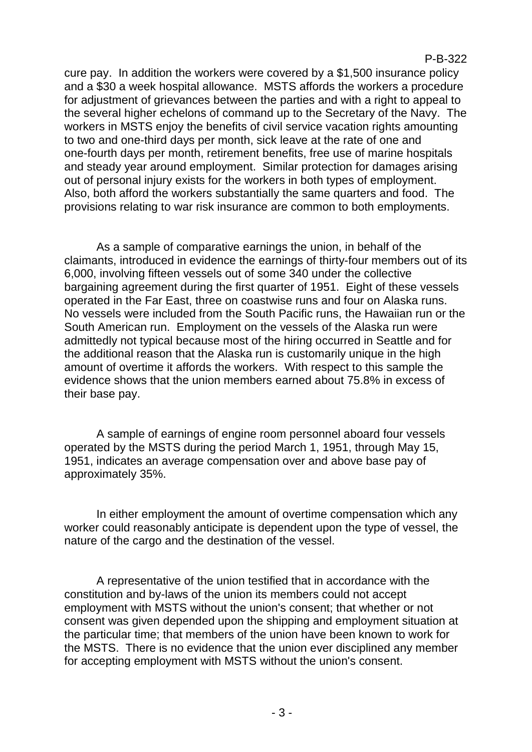cure pay. In addition the workers were covered by a $1,500 insurance policy and a $30 a week hospital allowance. MSTS affords the workers a procedure for adjustment of grievances between the parties and with a right to appeal to the several higher echelons of command up to the Secretary of the Navy. The workers in MSTS enjoy the benefits of civil service vacation rights amounting to two and one-third days per month, sick leave at the rate of one and one-fourth days per month, retirement benefits, free use of marine hospitals and steady year around employment. Similar protection for damages arising out of personal injury exists for the workers in both types of employment. Also, both afford the workers substantially the same quarters and food. The provisions relating to war risk insurance are common to both employments.

As a sample of comparative earnings the union, in behalf of the claimants, introduced in evidence the earnings of thirty-four members out of its 6,000, involving fifteen vessels out of some 340 under the collective bargaining agreement during the first quarter of 1951. Eight of these vessels operated in the Far East, three on coastwise runs and four on Alaska runs. No vessels were included from the South Pacific runs, the Hawaiian run or the South American run. Employment on the vessels of the Alaska run were admittedly not typical because most of the hiring occurred in Seattle and for the additional reason that the Alaska run is customarily unique in the high amount of overtime it affords the workers. With respect to this sample the evidence shows that the union members earned about 75.8% in excess of their base pay.

A sample of earnings of engine room personnel aboard four vessels operated by the MSTS during the period March 1, 1951, through May 15, 1951, indicates an average compensation over and above base pay of approximately 35%.

In either employment the amount of overtime compensation which any worker could reasonably anticipate is dependent upon the type of vessel, the nature of the cargo and the destination of the vessel.

A representative of the union testified that in accordance with the constitution and by-laws of the union its members could not accept employment with MSTS without the union's consent; that whether or not consent was given depended upon the shipping and employment situation at the particular time; that members of the union have been known to work for the MSTS. There is no evidence that the union ever disciplined any member for accepting employment with MSTS without the union's consent.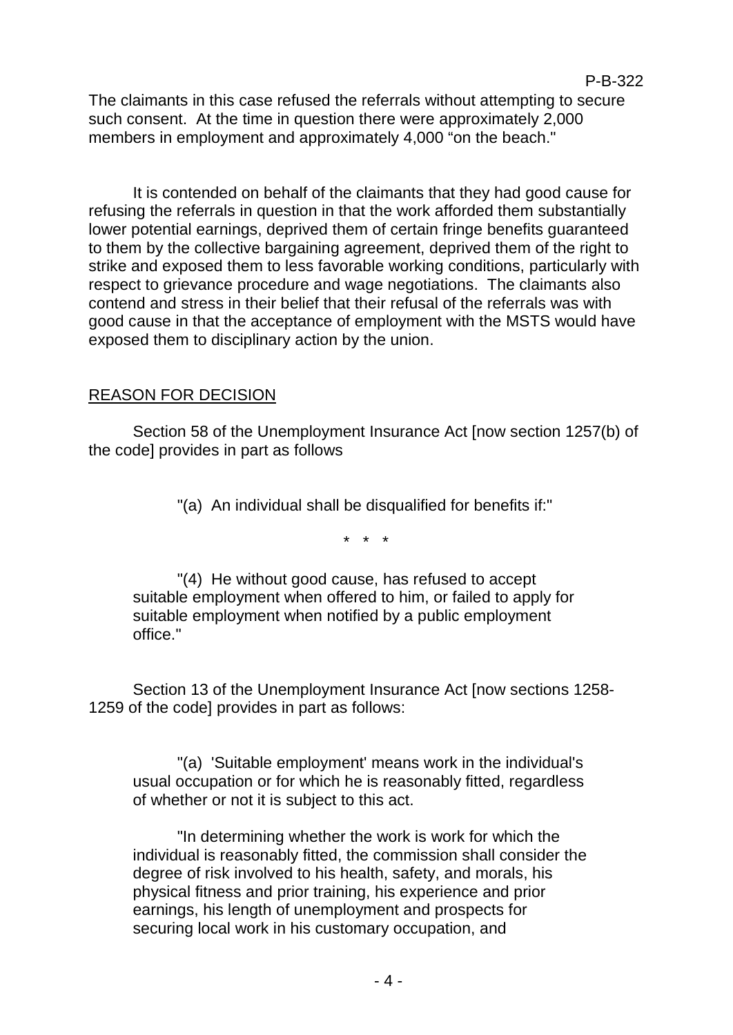The claimants in this case refused the referrals without attempting to secure such consent. At the time in question there were approximately 2,000 members in employment and approximately 4,000 “on the beach."

It is contended on behalf of the claimants that they had good cause for refusing the referrals in question in that the work afforded them substantially lower potential earnings, deprived them of certain fringe benefits guaranteed to them by the collective bargaining agreement, deprived them of the right to strike and exposed them to less favorable working conditions, particularly with respect to grievance procedure and wage negotiations. The claimants also contend and stress in their belief that their refusal of the referrals was with good cause in that the acceptance of employment with the MSTS would have exposed them to disciplinary action by the union.

## REASON FOR DECISION

Section 58 of the Unemployment Insurance Act [now section 1257(b) of the code] provides in part as follows

> "(a) An individual shall be disqualified for benefits if:"
>
> \* \* \*
>
> "(4) He without good cause, has refused to accept suitable employment when offered to him, or failed to apply for suitable employment when notified by a public employment office."

Section 13 of the Unemployment Insurance Act [now sections 1258-1259 of the code] provides in part as follows:

> "(a) 'Suitable employment' means work in the individual's usual occupation or for which he is reasonably fitted, regardless of whether or not it is subject to this act.
>
> "In determining whether the work is work for which the individual is reasonably fitted, the commission shall consider the degree of risk involved to his health, safety, and morals, his physical fitness and prior training, his experience and prior earnings, his length of unemployment and prospects for securing local work in his customary occupation, and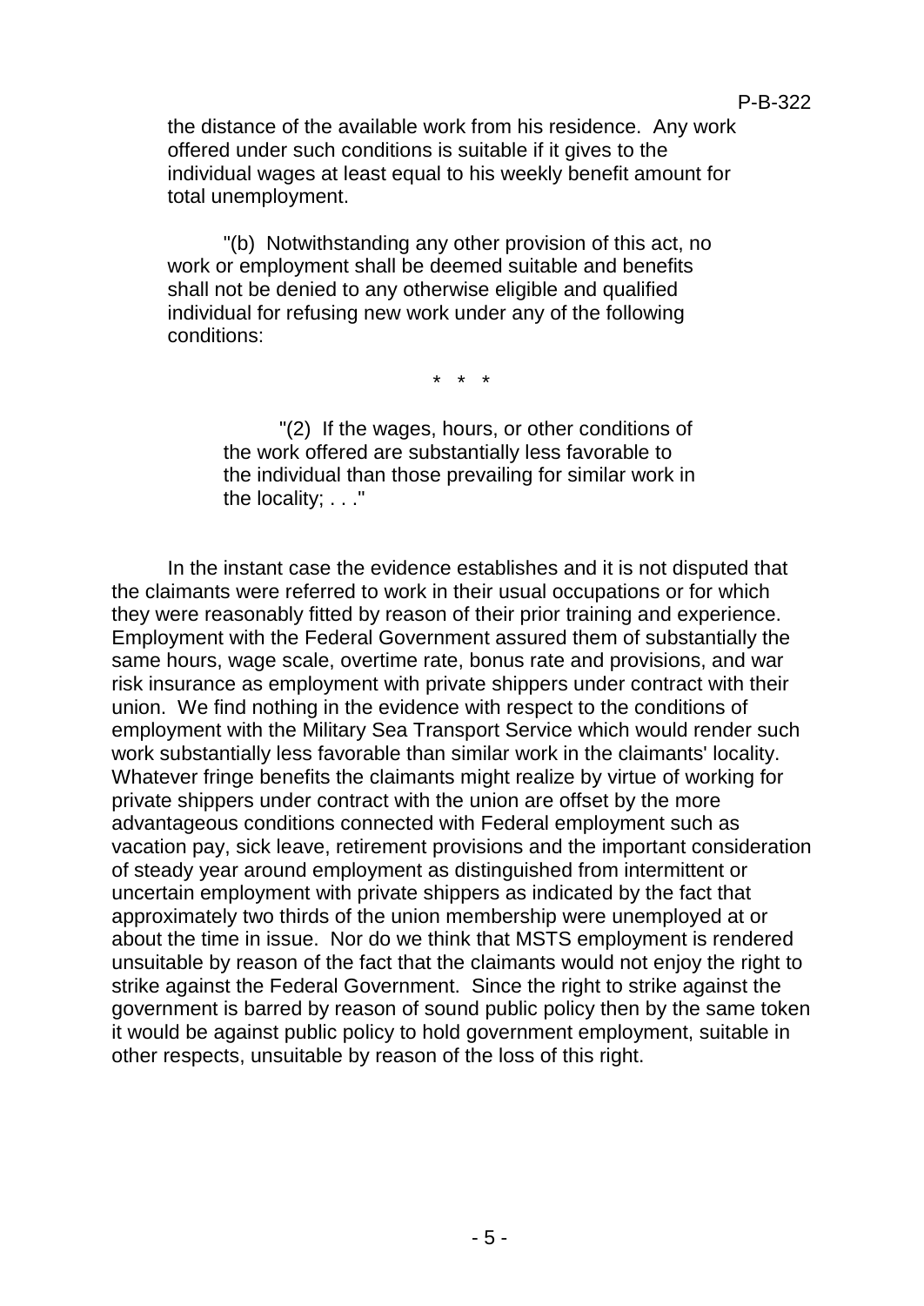the distance of the available work from his residence. Any work offered under such conditions is suitable if it gives to the individual wages at least equal to his weekly benefit amount for total unemployment.

"(b) Notwithstanding any other provision of this act, no work or employment shall be deemed suitable and benefits shall not be denied to any otherwise eligible and qualified individual for refusing new work under any of the following conditions:

\* \* \*

> "(2) If the wages, hours, or other conditions of the work offered are substantially less favorable to the individual than those prevailing for similar work in the locality; . . ."

In the instant case the evidence establishes and it is not disputed that the claimants were referred to work in their usual occupations or for which they were reasonably fitted by reason of their prior training and experience. Employment with the Federal Government assured them of substantially the same hours, wage scale, overtime rate, bonus rate and provisions, and war risk insurance as employment with private shippers under contract with their union. We find nothing in the evidence with respect to the conditions of employment with the Military Sea Transport Service which would render such work substantially less favorable than similar work in the claimants' locality. Whatever fringe benefits the claimants might realize by virtue of working for private shippers under contract with the union are offset by the more advantageous conditions connected with Federal employment such as vacation pay, sick leave, retirement provisions and the important consideration of steady year around employment as distinguished from intermittent or uncertain employment with private shippers as indicated by the fact that approximately two thirds of the union membership were unemployed at or about the time in issue. Nor do we think that MSTS employment is rendered unsuitable by reason of the fact that the claimants would not enjoy the right to strike against the Federal Government. Since the right to strike against the government is barred by reason of sound public policy then by the same token it would be against public policy to hold government employment, suitable in other respects, unsuitable by reason of the loss of this right.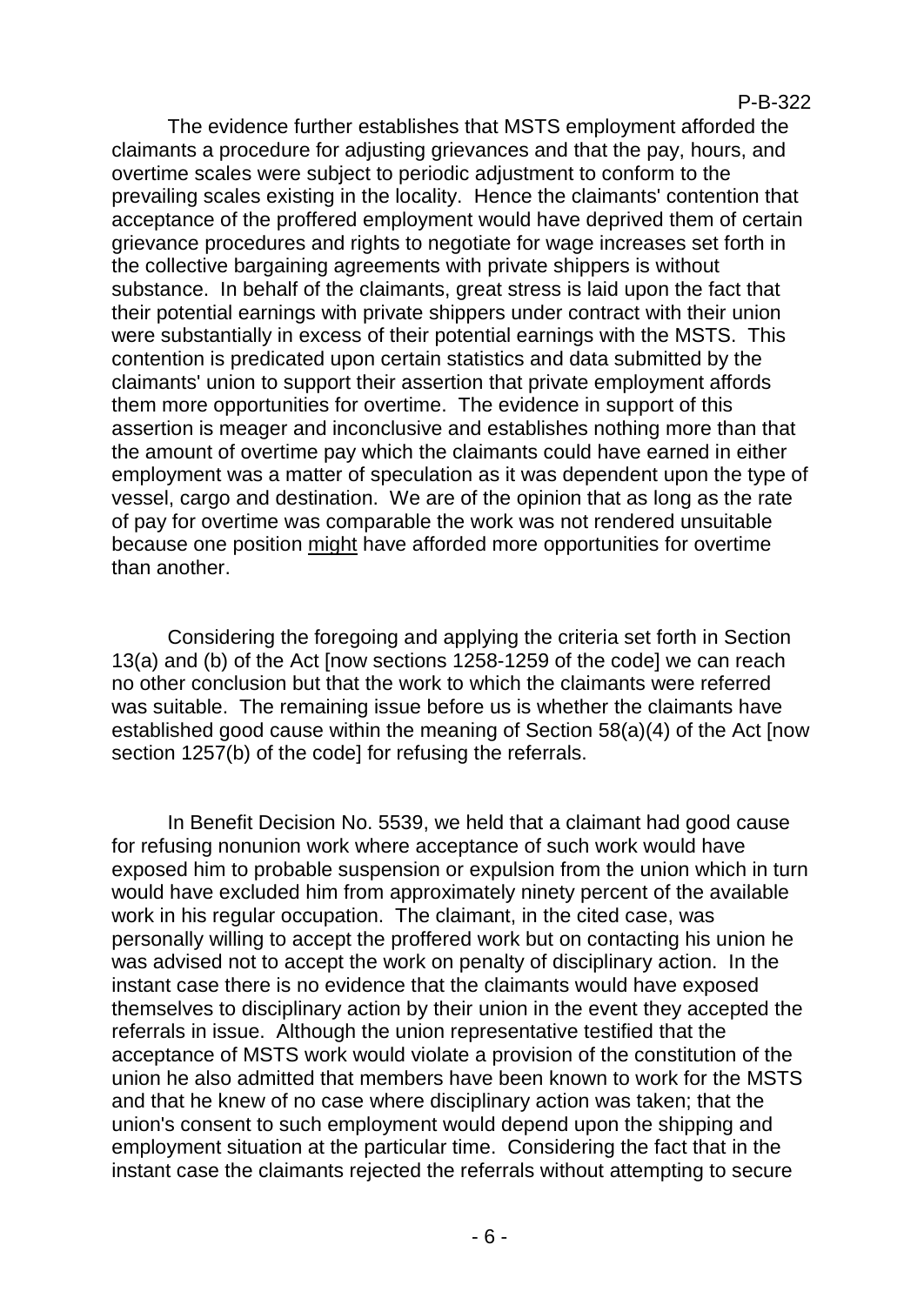The evidence further establishes that MSTS employment afforded the claimants a procedure for adjusting grievances and that the pay, hours, and overtime scales were subject to periodic adjustment to conform to the prevailing scales existing in the locality. Hence the claimants' contention that acceptance of the proffered employment would have deprived them of certain grievance procedures and rights to negotiate for wage increases set forth in the collective bargaining agreements with private shippers is without substance. In behalf of the claimants, great stress is laid upon the fact that their potential earnings with private shippers under contract with their union were substantially in excess of their potential earnings with the MSTS. This contention is predicated upon certain statistics and data submitted by the claimants' union to support their assertion that private employment affords them more opportunities for overtime. The evidence in support of this assertion is meager and inconclusive and establishes nothing more than that the amount of overtime pay which the claimants could have earned in either employment was a matter of speculation as it was dependent upon the type of vessel, cargo and destination. We are of the opinion that as long as the rate of pay for overtime was comparable the work was not rendered unsuitable because one position <u>might</u> have afforded more opportunities for overtime than another.

Considering the foregoing and applying the criteria set forth in Section 13(a) and (b) of the Act [now sections 1258-1259 of the code] we can reach no other conclusion but that the work to which the claimants were referred was suitable. The remaining issue before us is whether the claimants have established good cause within the meaning of Section 58(a)(4) of the Act [now section 1257(b) of the code] for refusing the referrals.

In Benefit Decision No. 5539, we held that a claimant had good cause for refusing nonunion work where acceptance of such work would have exposed him to probable suspension or expulsion from the union which in turn would have excluded him from approximately ninety percent of the available work in his regular occupation. The claimant, in the cited case, was personally willing to accept the proffered work but on contacting his union he was advised not to accept the work on penalty of disciplinary action. In the instant case there is no evidence that the claimants would have exposed themselves to disciplinary action by their union in the event they accepted the referrals in issue. Although the union representative testified that the acceptance of MSTS work would violate a provision of the constitution of the union he also admitted that members have been known to work for the MSTS and that he knew of no case where disciplinary action was taken; that the union's consent to such employment would depend upon the shipping and employment situation at the particular time. Considering the fact that in the instant case the claimants rejected the referrals without attempting to secure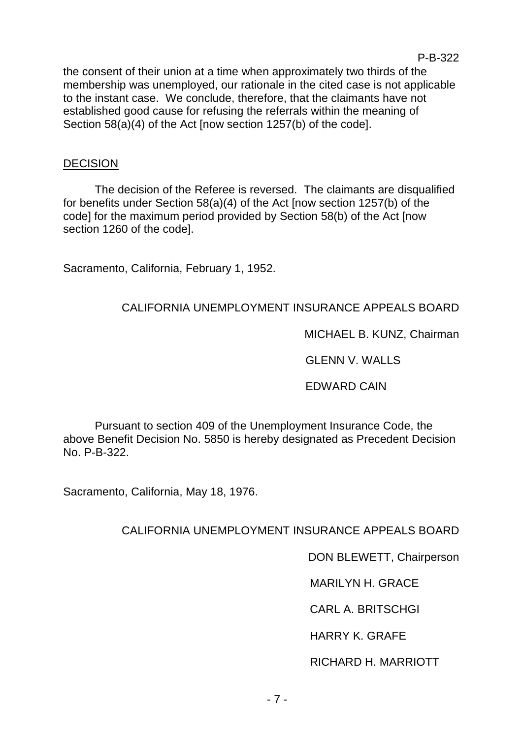the consent of their union at a time when approximately two thirds of the membership was unemployed, our rationale in the cited case is not applicable to the instant case. We conclude, therefore, that the claimants have not established good cause for refusing the referrals within the meaning of Section 58(a)(4) of the Act [now section 1257(b) of the code].

## DECISION

The decision of the Referee is reversed. The claimants are disqualified for benefits under Section 58(a)(4) of the Act [now section 1257(b) of the code] for the maximum period provided by Section 58(b) of the Act [now section 1260 of the code].

Sacramento, California, February 1, 1952.

CALIFORNIA UNEMPLOYMENT INSURANCE APPEALS BOARD

MICHAEL B. KUNZ, Chairman

GLENN V. WALLS

EDWARD CAIN

Pursuant to section 409 of the Unemployment Insurance Code, the above Benefit Decision No. 5850 is hereby designated as Precedent Decision No. P-B-322.

Sacramento, California, May 18, 1976.

CALIFORNIA UNEMPLOYMENT INSURANCE APPEALS BOARD

DON BLEWETT, Chairperson

MARILYN H. GRACE

CARL A. BRITSCHGI

HARRY K. GRAFE

RICHARD H. MARRIOTT